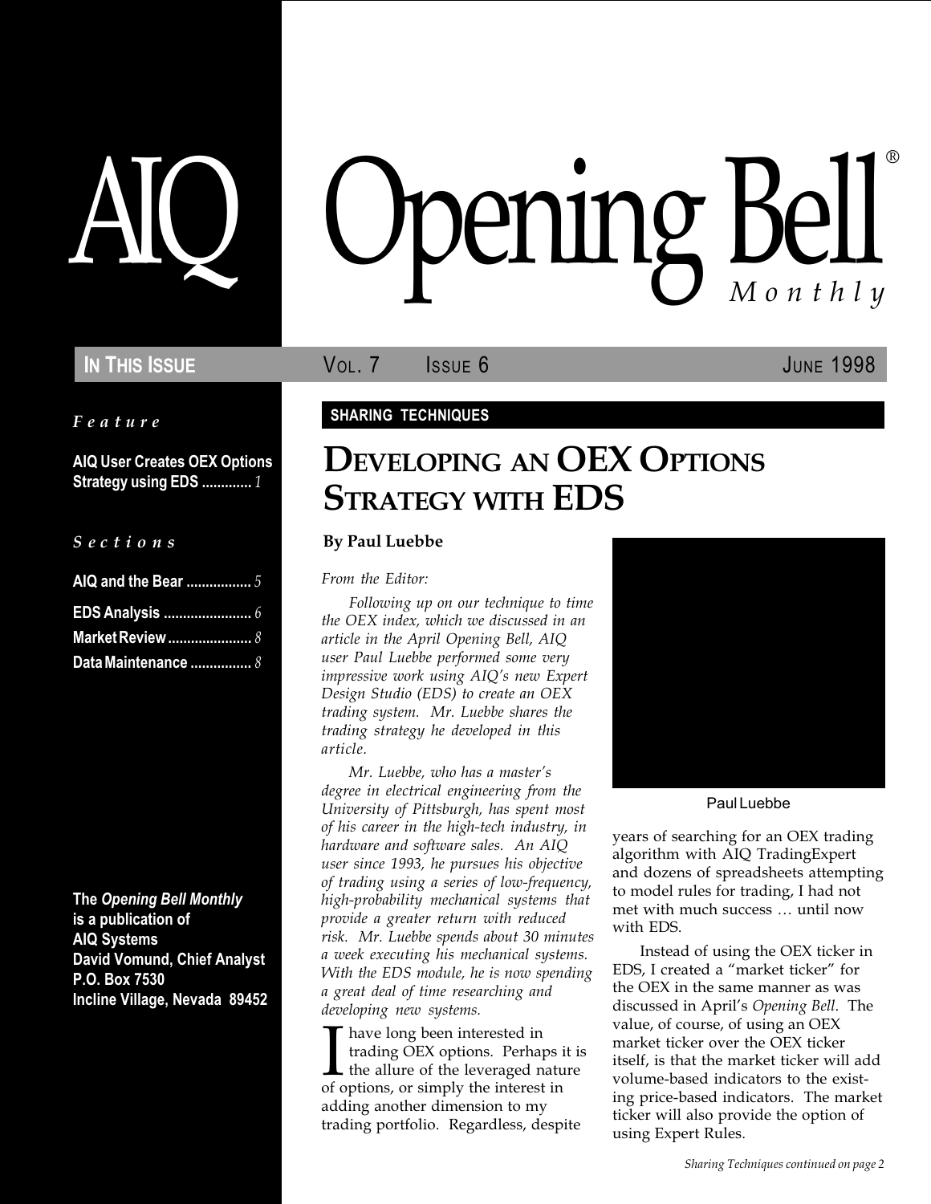# AIQ Opening Bell® Monthly

**IN THIS ISSUE** VOL. 7 ISSUE 6 JUNE 1998

*Feature*

**AIQ User Creates OEX Options Strategy using EDS** ............ *1*

*Sections*

**AIQ and the Bear** ................. *5*
**EDS Analysis** ....................... *6*
**Market Review** ...................... *8*
**Data Maintenance** ................ *8*

**The *Opening Bell Monthly* is a publication of AIQ Systems**
**David Vomund, Chief Analyst**
**P.O. Box 7530**
**Incline Village, Nevada 89452**

**SHARING TECHNIQUES**

## DEVELOPING AN OEX OPTIONS STRATEGY WITH EDS

**By Paul Luebbe**

*From the Editor:*

*Following up on our technique to time the OEX index, which we discussed in an article in the April Opening Bell, AIQ user Paul Luebbe performed some very impressive work using AIQ's new Expert Design Studio (EDS) to create an OEX trading system. Mr. Luebbe shares the trading strategy he developed in this article.*

*Mr. Luebbe, who has a master's degree in electrical engineering from the University of Pittsburgh, has spent most of his career in the high-tech industry, in hardware and software sales. An AIQ user since 1993, he pursues his objective of trading using a series of low-frequency, high-probability mechanical systems that provide a greater return with reduced risk. Mr. Luebbe spends about 30 minutes a week executing his mechanical systems. With the EDS module, he is now spending a great deal of time researching and developing new systems.*

Paul Luebbe

I have long been interested in trading OEX options. Perhaps it is the allure of the leveraged nature of options, or simply the interest in adding another dimension to my trading portfolio. Regardless, despite years of searching for an OEX trading algorithm with AIQ TradingExpert and dozens of spreadsheets attempting to model rules for trading, I had not met with much success … until now with EDS.

Instead of using the OEX ticker in EDS, I created a "market ticker" for the OEX in the same manner as was discussed in April's *Opening Bell*. The value, of course, of using an OEX market ticker over the OEX ticker itself, is that the market ticker will add volume-based indicators to the existing price-based indicators. The market ticker will also provide the option of using Expert Rules.

*Sharing Techniques continued on page 2*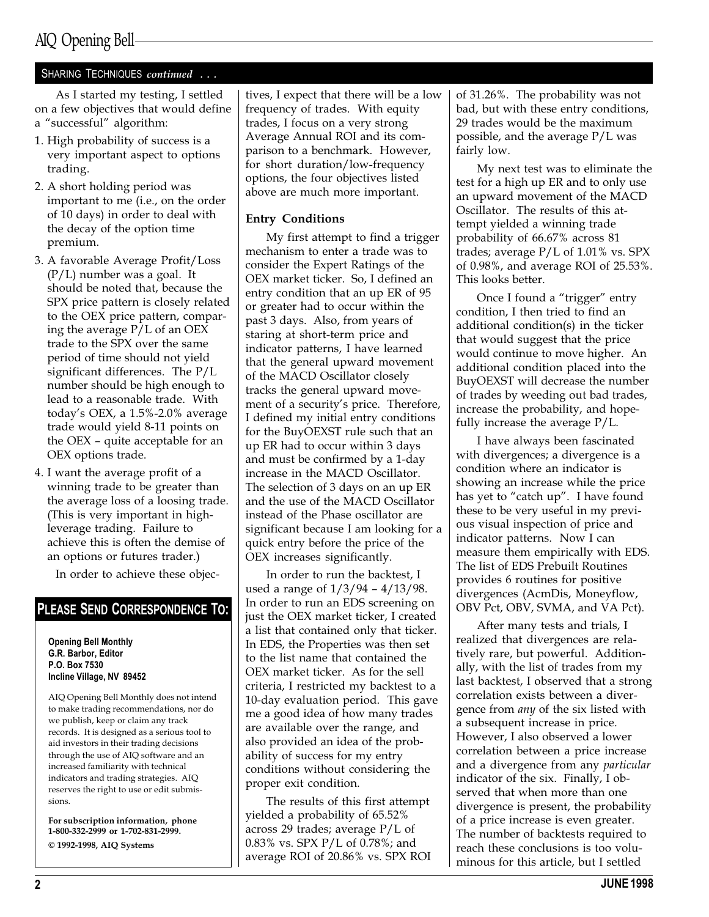SHARING TECHNIQUES *continued* . . .

As I started my testing, I settled on a few objectives that would define a "successful" algorithm:

1. High probability of success is a very important aspect to options trading.
2. A short holding period was important to me (i.e., on the order of 10 days) in order to deal with the decay of the option time premium.
3. A favorable Average Profit/Loss (P/L) number was a goal. It should be noted that, because the SPX price pattern is closely related to the OEX price pattern, comparing the average P/L of an OEX trade to the SPX over the same period of time should not yield significant differences. The P/L number should be high enough to lead to a reasonable trade. With today's OEX, a 1.5%-2.0% average trade would yield 8-11 points on the OEX – quite acceptable for an OEX options trade.
4. I want the average profit of a winning trade to be greater than the average loss of a loosing trade. (This is very important in high-leverage trading. Failure to achieve this is often the demise of an options or futures trader.)

In order to achieve these objectives, I expect that there will be a low frequency of trades. With equity trades, I focus on a very strong Average Annual ROI and its comparison to a benchmark. However, for short duration/low-frequency options, the four objectives listed above are much more important.

## PLEASE SEND CORRESPONDENCE TO:

**Opening Bell Monthly**
**G.R. Barbor, Editor**
**P.O. Box 7530**
**Incline Village, NV 89452**

AIQ Opening Bell Monthly does not intend to make trading recommendations, nor do we publish, keep or claim any track records. It is designed as a serious tool to aid investors in their trading decisions through the use of AIQ software and an increased familiarity with technical indicators and trading strategies. AIQ reserves the right to use or edit submissions.

**For subscription information, phone 1-800-332-2999 or 1-702-831-2999.**

**© 1992-1998, AIQ Systems**

### Entry Conditions

My first attempt to find a trigger mechanism to enter a trade was to consider the Expert Ratings of the OEX market ticker. So, I defined an entry condition that an up ER of 95 or greater had to occur within the past 3 days. Also, from years of staring at short-term price and indicator patterns, I have learned that the general upward movement of the MACD Oscillator closely tracks the general upward movement of a security's price. Therefore, I defined my initial entry conditions for the BuyOEXST rule such that an up ER had to occur within 3 days and must be confirmed by a 1-day increase in the MACD Oscillator. The selection of 3 days on an up ER and the use of the MACD Oscillator instead of the Phase oscillator are significant because I am looking for a quick entry before the price of the OEX increases significantly.

In order to run the backtest, I used a range of 1/3/94 – 4/13/98. In order to run an EDS screening on just the OEX market ticker, I created a list that contained only that ticker. In EDS, the Properties was then set to the list name that contained the OEX market ticker. As for the sell criteria, I restricted my backtest to a 10-day evaluation period. This gave me a good idea of how many trades are available over the range, and also provided an idea of the probability of success for my entry conditions without considering the proper exit condition.

The results of this first attempt yielded a probability of 65.52% across 29 trades; average P/L of 0.83% vs. SPX P/L of 0.78%; and average ROI of 20.86% vs. SPX ROI of 31.26%. The probability was not bad, but with these entry conditions, 29 trades would be the maximum possible, and the average P/L was fairly low.

My next test was to eliminate the test for a high up ER and to only use an upward movement of the MACD Oscillator. The results of this attempt yielded a winning trade probability of 66.67% across 81 trades; average P/L of 1.01% vs. SPX of 0.98%, and average ROI of 25.53%. This looks better.

Once I found a "trigger" entry condition, I then tried to find an additional condition(s) in the ticker that would suggest that the price would continue to move higher. An additional condition placed into the BuyOEXST will decrease the number of trades by weeding out bad trades, increase the probability, and hopefully increase the average P/L.

I have always been fascinated with divergences; a divergence is a condition where an indicator is showing an increase while the price has yet to "catch up". I have found these to be very useful in my previous visual inspection of price and indicator patterns. Now I can measure them empirically with EDS. The list of EDS Prebuilt Routines provides 6 routines for positive divergences (AcmDis, Moneyflow, OBV Pct, OBV, SVMA, and VA Pct).

After many tests and trials, I realized that divergences are relatively rare, but powerful. Additionally, with the list of trades from my last backtest, I observed that a strong correlation exists between a divergence from *any* of the six listed with a subsequent increase in price. However, I also observed a lower correlation between a price increase and a divergence from any *particular* indicator of the six. Finally, I observed that when more than one divergence is present, the probability of a price increase is even greater. The number of backtests required to reach these conclusions is too voluminous for this article, but I settled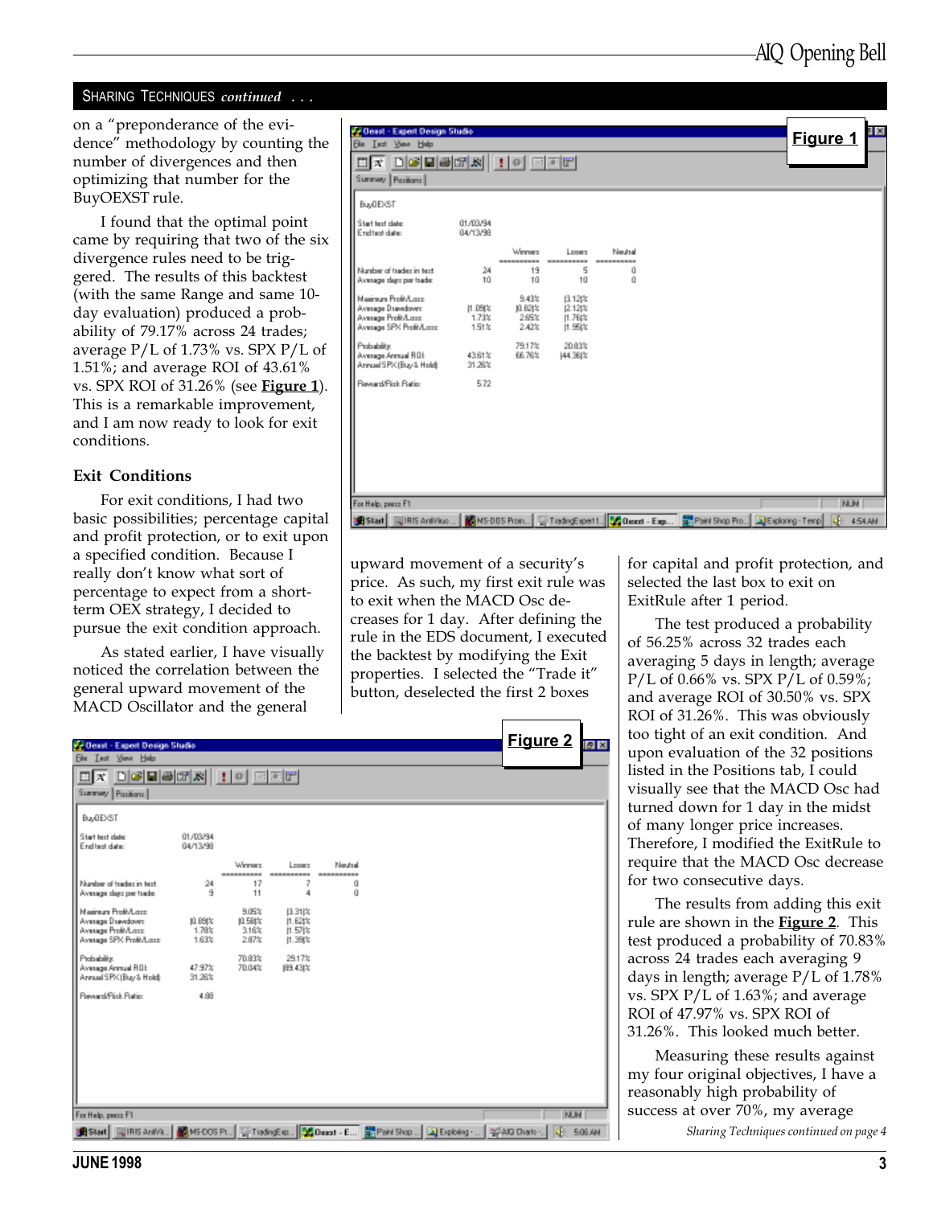SHARING TECHNIQUES *continued . . .*

on a "preponderance of the evidence" methodology by counting the number of divergences and then optimizing that number for the BuyOEXST rule.

I found that the optimal point came by requiring that two of the six divergence rules need to be triggered. The results of this backtest (with the same Range and same 10-day evaluation) produced a probability of 79.17% across 24 trades; average P/L of 1.73% vs. SPX P/L of 1.51%; and average ROI of 43.61% vs. SPX ROI of 31.26% (see **Figure 1**). This is a remarkable improvement, and I am now ready to look for exit conditions.

**Figure 1**

BuyOEXST

Start test date: 01/03/94
End test date: 04/13/98

| | | Winners | Losers | Neutral |
|---|---|---|---|---|
| Number of trades in test | 24 | 19 | 5 | 0 |
| Average days per trade | 10 | 10 | 10 | 0 |
| Maximum Profit/Loss: | | 9.43% | (3.12)% | |
| Average Drawdown: | (1.09)% | (0.82)% | (2.12)% | |
| Average Profit/Loss: | 1.73% | 2.65% | (1.76)% | |
| Average SPX Profit/Loss: | 1.51% | 2.42% | (1.95)% | |
| Probability: | | 79.17% | 20.83% | |
| Average Annual ROI: | 43.61% | 66.76% | (44.36)% | |
| Annual SPX (Buy & Hold): | 31.26% | | | |
| Reward/Risk Ratio: | 5.72 | | | |

### Exit Conditions

For exit conditions, I had two basic possibilities; percentage capital and profit protection, or to exit upon a specified condition. Because I really don't know what sort of percentage to expect from a short-term OEX strategy, I decided to pursue the exit condition approach.

As stated earlier, I have visually noticed the correlation between the general upward movement of the MACD Oscillator and the general upward movement of a security's price. As such, my first exit rule was to exit when the MACD Osc decreases for 1 day. After defining the rule in the EDS document, I executed the backtest by modifying the Exit properties. I selected the "Trade it" button, deselected the first 2 boxes for capital and profit protection, and selected the last box to exit on ExitRule after 1 period.

The test produced a probability of 56.25% across 32 trades each averaging 5 days in length; average P/L of 0.66% vs. SPX P/L of 0.59%; and average ROI of 30.50% vs. SPX ROI of 31.26%. This was obviously too tight of an exit condition. And upon evaluation of the 32 positions listed in the Positions tab, I could visually see that the MACD Osc had turned down for 1 day in the midst of many longer price increases. Therefore, I modified the ExitRule to require that the MACD Osc decrease for two consecutive days.

The results from adding this exit rule are shown in the **Figure 2**. This test produced a probability of 70.83% across 24 trades each averaging 9 days in length; average P/L of 1.78% vs. SPX P/L of 1.63%; and average ROI of 47.97% vs. SPX ROI of 31.26%. This looked much better.

**Figure 2**

BuyOEXST

Start test date: 01/03/94
End test date: 04/13/98

| | | Winners | Losers | Neutral |
|---|---|---|---|---|
| Number of trades in test | 24 | 17 | 7 | 0 |
| Average days per trade | 9 | 11 | 4 | 0 |
| Maximum Profit/Loss: | | 9.05% | (3.31)% | |
| Average Drawdown: | (0.89)% | (0.58)% | (1.62)% | |
| Average Profit/Loss: | 1.78% | 3.16% | (1.57)% | |
| Average SPX Profit/Loss: | 1.63% | 2.87% | (1.39)% | |
| Probability: | | 70.83% | 29.17% | |
| Average Annual ROI: | 47.97% | 70.04% | (89.43)% | |
| Annual SPX (Buy & Hold): | 31.26% | | | |
| Reward/Risk Ratio: | 4.88 | | | |

Measuring these results against my four original objectives, I have a reasonably high probability of success at over 70%, my average

*Sharing Techniques continued on page 4*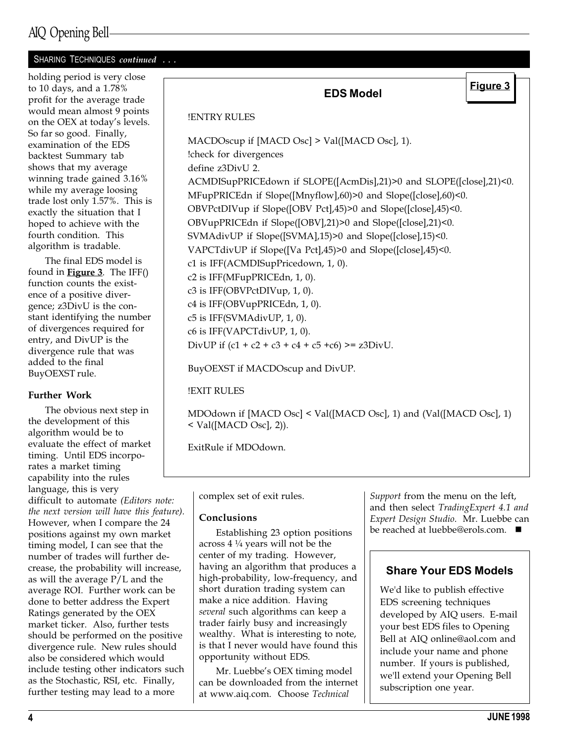SHARING TECHNIQUES *continued* . . .

holding period is very close to 10 days, and a 1.78% profit for the average trade would mean almost 9 points on the OEX at today's levels. So far so good. Finally, examination of the EDS backtest Summary tab shows that my average winning trade gained 3.16% while my average loosing trade lost only 1.57%. This is exactly the situation that I hoped to achieve with the fourth condition. This algorithm is tradable.

The final EDS model is found in **Figure 3**. The IFF() function counts the existence of a positive divergence; z3DivU is the constant identifying the number of divergences required for entry, and DivUP is the divergence rule that was added to the final BuyOEXST rule.

**Figure 3**

**EDS Model**

```
!ENTRY RULES

MACDOscup if [MACD Osc] > Val([MACD Osc], 1).
!check for divergences
define z3DivU 2.
ACMDISupPRICEdown if SLOPE([AcmDis],21)>0 and SLOPE([close],21)<0.
MFupPRICEdn if Slope([Mnyflow],60)>0 and Slope([close],60)<0.
OBVPctDIVup if Slope([OBV Pct],45)>0 and Slope([close],45)<0.
OBVupPRICEdn if Slope([OBV],21)>0 and Slope([close],21)<0.
SVMAdivUP if Slope([SVMA],15)>0 and Slope([close],15)<0.
VAPCTdivUP if Slope([Va Pct],45)>0 and Slope([close],45)<0.
c1 is IFF(ACMDISupPricedown, 1, 0).
c2 is IFF(MFupPRICEdn, 1, 0).
c3 is IFF(OBVPctDIVup, 1, 0).
c4 is IFF(OBVupPRICEdn, 1, 0).
c5 is IFF(SVMAdivUP, 1, 0).
c6 is IFF(VAPCTdivUP, 1, 0).
DivUP if (c1 + c2 + c3 + c4 + c5 +c6) >= z3DivU.

BuyOEXST if MACDOscup and DivUP.

!EXIT RULES

MDOdown if [MACD Osc] < Val([MACD Osc], 1) and (Val([MACD Osc], 1)
< Val([MACD Osc], 2)).

ExitRule if MDOdown.
```

**Further Work**

The obvious next step in the development of this algorithm would be to evaluate the effect of market timing. Until EDS incorporates a market timing capability into the rules language, this is very difficult to automate *(Editors note: the next version will have this feature).* However, when I compare the 24 positions against my own market timing model, I can see that the number of trades will further decrease, the probability will increase, as will the average P/L and the average ROI. Further work can be done to better address the Expert Ratings generated by the OEX market ticker. Also, further tests should be performed on the positive divergence rule. New rules should also be considered which would include testing other indicators such as the Stochastic, RSI, etc. Finally, further testing may lead to a more complex set of exit rules.

**Conclusions**

Establishing 23 option positions across 4 ¼ years will not be the center of my trading. However, having an algorithm that produces a high-probability, low-frequency, and short duration trading system can make a nice addition. Having *several* such algorithms can keep a trader fairly busy and increasingly wealthy. What is interesting to note, is that I never would have found this opportunity without EDS.

Mr. Luebbe's OEX timing model can be downloaded from the internet at www.aiq.com. Choose *Technical Support* from the menu on the left, and then select *TradingExpert 4.1 and Expert Design Studio*. Mr. Luebbe can be reached at luebbe@erols.com. ■

**Share Your EDS Models**

We'd like to publish effective EDS screening techniques developed by AIQ users. E-mail your best EDS files to Opening Bell at AIQ online@aol.com and include your name and phone number. If yours is published, we'll extend your Opening Bell subscription one year.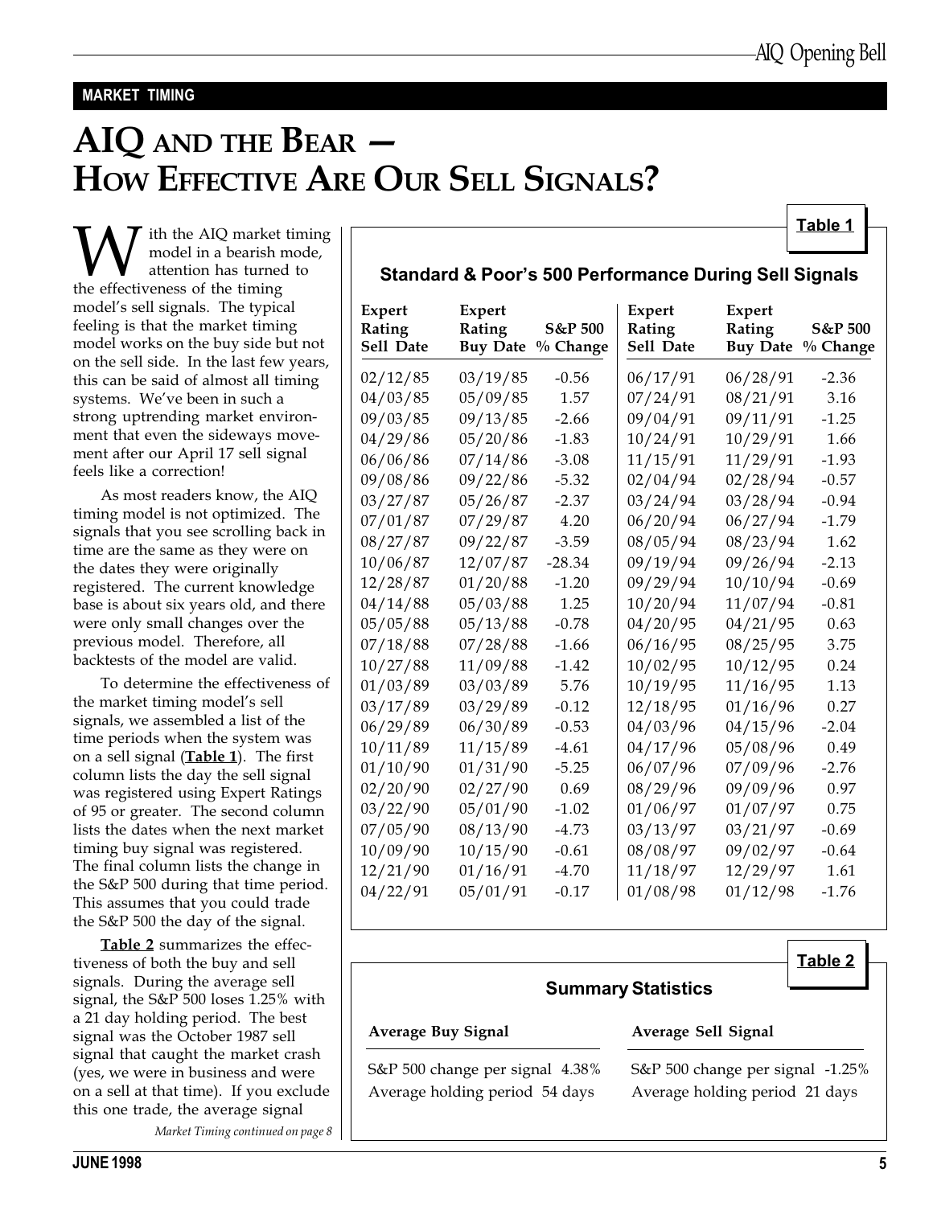MARKET TIMING

# AIQ AND THE BEAR — HOW EFFECTIVE ARE OUR SELL SIGNALS?

With the AIQ market timing model in a bearish mode, attention has turned to the effectiveness of the timing model's sell signals. The typical feeling is that the market timing model works on the buy side but not on the sell side. In the last few years, this can be said of almost all timing systems. We've been in such a strong uptrending market environment that even the sideways movement after our April 17 sell signal feels like a correction!

As most readers know, the AIQ timing model is not optimized. The signals that you see scrolling back in time are the same as they were on the dates they were originally registered. The current knowledge base is about six years old, and there were only small changes over the previous model. Therefore, all backtests of the model are valid.

To determine the effectiveness of the market timing model's sell signals, we assembled a list of the time periods when the system was on a sell signal (**Table 1**). The first column lists the day the sell signal was registered using Expert Ratings of 95 or greater. The second column lists the dates when the next market timing buy signal was registered. The final column lists the change in the S&P 500 during that time period. This assumes that you could trade the S&P 500 the day of the signal.

**Table 2** summarizes the effectiveness of both the buy and sell signals. During the average sell signal, the S&P 500 loses 1.25% with a 21 day holding period. The best signal was the October 1987 sell signal that caught the market crash (yes, we were in business and were on a sell at that time). If you exclude this one trade, the average signal

*Market Timing continued on page 8*

**Table 1**

**Standard & Poor's 500 Performance During Sell Signals**

| Expert Rating Sell Date | Expert Rating Buy Date | S&P 500 % Change | Expert Rating Sell Date | Expert Rating Buy Date | S&P 500 % Change |
|---|---|---|---|---|---|
| 02/12/85 | 03/19/85 | -0.56 | 06/17/91 | 06/28/91 | -2.36 |
| 04/03/85 | 05/09/85 | 1.57 | 07/24/91 | 08/21/91 | 3.16 |
| 09/03/85 | 09/13/85 | -2.66 | 09/04/91 | 09/11/91 | -1.25 |
| 04/29/86 | 05/20/86 | -1.83 | 10/24/91 | 10/29/91 | 1.66 |
| 06/06/86 | 07/14/86 | -3.08 | 11/15/91 | 11/29/91 | -1.93 |
| 09/08/86 | 09/22/86 | -5.32 | 02/04/94 | 02/28/94 | -0.57 |
| 03/27/87 | 05/26/87 | -2.37 | 03/24/94 | 03/28/94 | -0.94 |
| 07/01/87 | 07/29/87 | 4.20 | 06/20/94 | 06/27/94 | -1.79 |
| 08/27/87 | 09/22/87 | -3.59 | 08/05/94 | 08/23/94 | 1.62 |
| 10/06/87 | 12/07/87 | -28.34 | 09/19/94 | 09/26/94 | -2.13 |
| 12/28/87 | 01/20/88 | -1.20 | 09/29/94 | 10/10/94 | -0.69 |
| 04/14/88 | 05/03/88 | 1.25 | 10/20/94 | 11/07/94 | -0.81 |
| 05/05/88 | 05/13/88 | -0.78 | 04/20/95 | 04/21/95 | 0.63 |
| 07/18/88 | 07/28/88 | -1.66 | 06/16/95 | 08/25/95 | 3.75 |
| 10/27/88 | 11/09/88 | -1.42 | 10/02/95 | 10/12/95 | 0.24 |
| 01/03/89 | 03/03/89 | 5.76 | 10/19/95 | 11/16/95 | 1.13 |
| 03/17/89 | 03/29/89 | -0.12 | 12/18/95 | 01/16/96 | 0.27 |
| 06/29/89 | 06/30/89 | -0.53 | 04/03/96 | 04/15/96 | -2.04 |
| 10/11/89 | 11/15/89 | -4.61 | 04/17/96 | 05/08/96 | 0.49 |
| 01/10/90 | 01/31/90 | -5.25 | 06/07/96 | 07/09/96 | -2.76 |
| 02/20/90 | 02/27/90 | 0.69 | 08/29/96 | 09/09/96 | 0.97 |
| 03/22/90 | 05/01/90 | -1.02 | 01/06/97 | 01/07/97 | 0.75 |
| 07/05/90 | 08/13/90 | -4.73 | 03/13/97 | 03/21/97 | -0.69 |
| 10/09/90 | 10/15/90 | -0.61 | 08/08/97 | 09/02/97 | -0.64 |
| 12/21/90 | 01/16/91 | -4.70 | 11/18/97 | 12/29/97 | 1.61 |
| 04/22/91 | 05/01/91 | -0.17 | 01/08/98 | 01/12/98 | -1.76 |

**Table 2**

**Summary Statistics**

| Average Buy Signal | Average Sell Signal |
|---|---|
| S&P 500 change per signal 4.38% | S&P 500 change per signal -1.25% |
| Average holding period 54 days | Average holding period 21 days |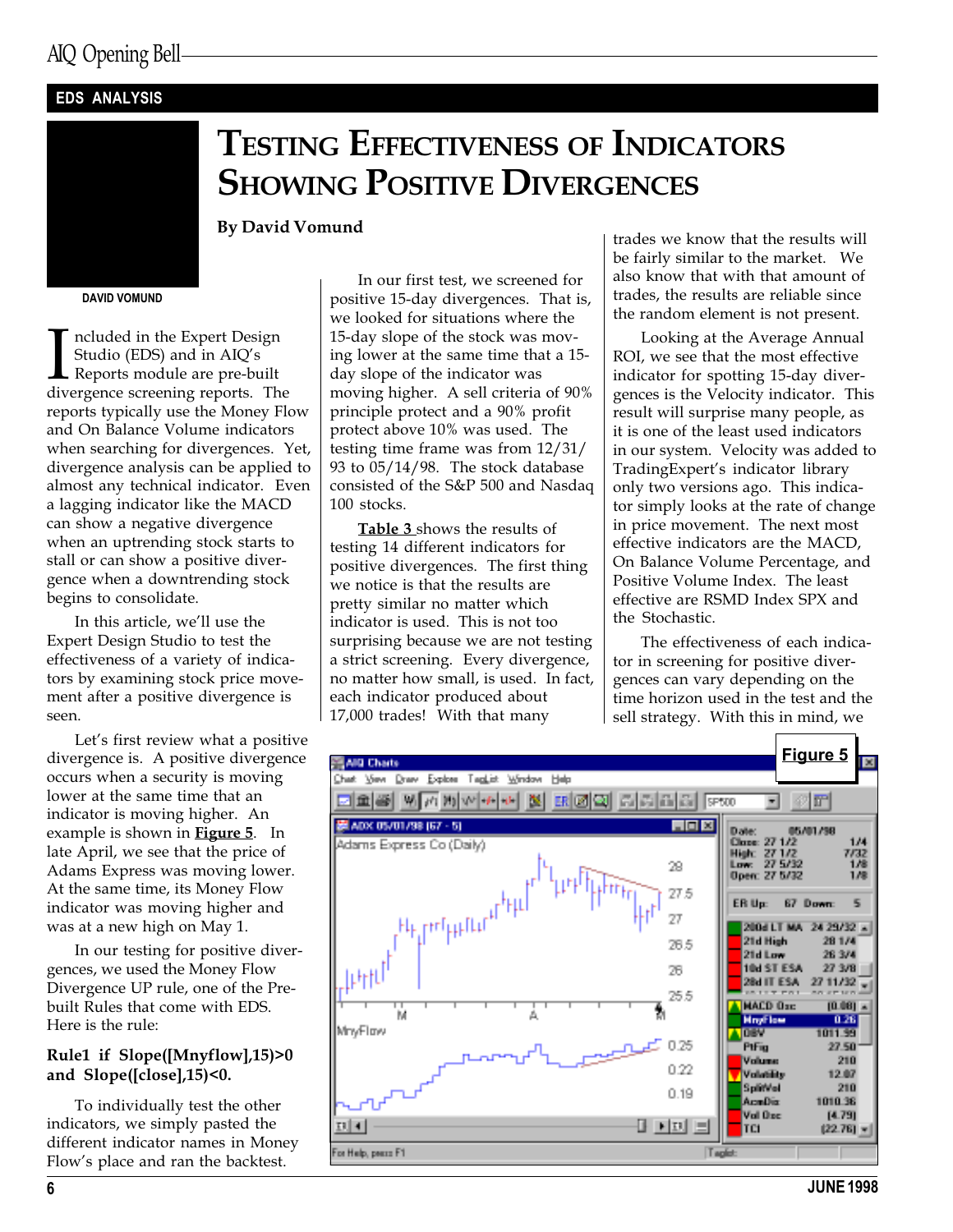EDS ANALYSIS

# Testing Effectiveness of Indicators Showing Positive Divergences

**By David Vomund**

DAVID VOMUND

Included in the Expert Design Studio (EDS) and in AIQ's Reports module are pre-built divergence screening reports. The reports typically use the Money Flow and On Balance Volume indicators when searching for divergences. Yet, divergence analysis can be applied to almost any technical indicator. Even a lagging indicator like the MACD can show a negative divergence when an uptrending stock starts to stall or can show a positive divergence when a downtrending stock begins to consolidate.

In this article, we'll use the Expert Design Studio to test the effectiveness of a variety of indicators by examining stock price movement after a positive divergence is seen.

Let's first review what a positive divergence is. A positive divergence occurs when a security is moving lower at the same time that an indicator is moving higher. An example is shown in **Figure 5**. In late April, we see that the price of Adams Express was moving lower. At the same time, its Money Flow indicator was moving higher and was at a new high on May 1.

In our testing for positive divergences, we used the Money Flow Divergence UP rule, one of the Pre-built Rules that come with EDS. Here is the rule:

**Rule1 if Slope([Mnyflow],15)>0 and Slope([close],15)<0.**

To individually test the other indicators, we simply pasted the different indicator names in Money Flow's place and ran the backtest.

In our first test, we screened for positive 15-day divergences. That is, we looked for situations where the 15-day slope of the stock was moving lower at the same time that a 15-day slope of the indicator was moving higher. A sell criteria of 90% principle protect and a 90% profit protect above 10% was used. The testing time frame was from 12/31/93 to 05/14/98. The stock database consisted of the S&P 500 and Nasdaq 100 stocks.

**Table 3** shows the results of testing 14 different indicators for positive divergences. The first thing we notice is that the results are pretty similar no matter which indicator is used. This is not too surprising because we are not testing a strict screening. Every divergence, no matter how small, is used. In fact, each indicator produced about 17,000 trades! With that many trades we know that the results will be fairly similar to the market. We also know that with that amount of trades, the results are reliable since the random element is not present.

Looking at the Average Annual ROI, we see that the most effective indicator for spotting 15-day divergences is the Velocity indicator. This result will surprise many people, as it is one of the least used indicators in our system. Velocity was added to TradingExpert's indicator library only two versions ago. This indicator simply looks at the rate of change in price movement. The next most effective indicators are the MACD, On Balance Volume Percentage, and Positive Volume Index. The least effective are RSMD Index SPX and the Stochastic.

The effectiveness of each indicator in screening for positive divergences can vary depending on the time horizon used in the test and the sell strategy. With this in mind, we

**Figure 5**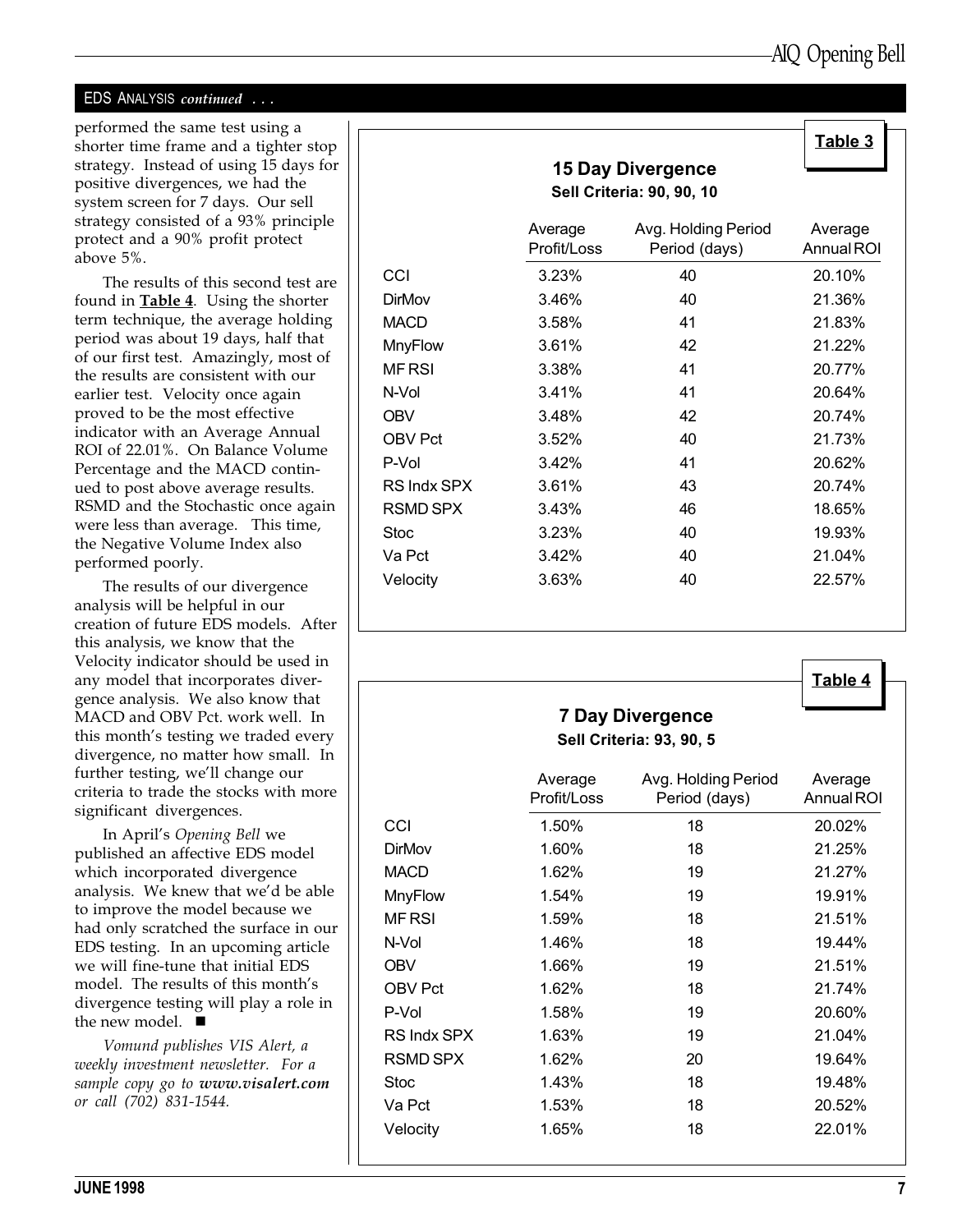EDS ANALYSIS *continued . . .*

performed the same test using a shorter time frame and a tighter stop strategy. Instead of using 15 days for positive divergences, we had the system screen for 7 days. Our sell strategy consisted of a 93% principle protect and a 90% profit protect above 5%.

The results of this second test are found in **Table 4**. Using the shorter term technique, the average holding period was about 19 days, half that of our first test. Amazingly, most of the results are consistent with our earlier test. Velocity once again proved to be the most effective indicator with an Average Annual ROI of 22.01%. On Balance Volume Percentage and the MACD continued to post above average results. RSMD and the Stochastic once again were less than average. This time, the Negative Volume Index also performed poorly.

The results of our divergence analysis will be helpful in our creation of future EDS models. After this analysis, we know that the Velocity indicator should be used in any model that incorporates divergence analysis. We also know that MACD and OBV Pct. work well. In this month's testing we traded every divergence, no matter how small. In further testing, we'll change our criteria to trade the stocks with more significant divergences.

In April's *Opening Bell* we published an affective EDS model which incorporated divergence analysis. We knew that we'd be able to improve the model because we had only scratched the surface in our EDS testing. In an upcoming article we will fine-tune that initial EDS model. The results of this month's divergence testing will play a role in the new model. ■

*Vomund publishes VIS Alert, a weekly investment newsletter. For a sample copy go to **www.visalert.com** or call (702) 831-1544.*

**Table 3**

**15 Day Divergence**

**Sell Criteria: 90, 90, 10**

| | Average Profit/Loss | Avg. Holding Period Period (days) | Average Annual ROI |
|---|---|---|---|
| CCI | 3.23% | 40 | 20.10% |
| DirMov | 3.46% | 40 | 21.36% |
| MACD | 3.58% | 41 | 21.83% |
| MnyFlow | 3.61% | 42 | 21.22% |
| MF RSI | 3.38% | 41 | 20.77% |
| N-Vol | 3.41% | 41 | 20.64% |
| OBV | 3.48% | 42 | 20.74% |
| OBV Pct | 3.52% | 40 | 21.73% |
| P-Vol | 3.42% | 41 | 20.62% |
| RS Indx SPX | 3.61% | 43 | 20.74% |
| RSMD SPX | 3.43% | 46 | 18.65% |
| Stoc | 3.23% | 40 | 19.93% |
| Va Pct | 3.42% | 40 | 21.04% |
| Velocity | 3.63% | 40 | 22.57% |

**Table 4**

**7 Day Divergence**

**Sell Criteria: 93, 90, 5**

| | Average Profit/Loss | Avg. Holding Period Period (days) | Average Annual ROI |
|---|---|---|---|
| CCI | 1.50% | 18 | 20.02% |
| DirMov | 1.60% | 18 | 21.25% |
| MACD | 1.62% | 19 | 21.27% |
| MnyFlow | 1.54% | 19 | 19.91% |
| MF RSI | 1.59% | 18 | 21.51% |
| N-Vol | 1.46% | 18 | 19.44% |
| OBV | 1.66% | 19 | 21.51% |
| OBV Pct | 1.62% | 18 | 21.74% |
| P-Vol | 1.58% | 19 | 20.60% |
| RS Indx SPX | 1.63% | 19 | 21.04% |
| RSMD SPX | 1.62% | 20 | 19.64% |
| Stoc | 1.43% | 18 | 19.48% |
| Va Pct | 1.53% | 18 | 20.52% |
| Velocity | 1.65% | 18 | 22.01% |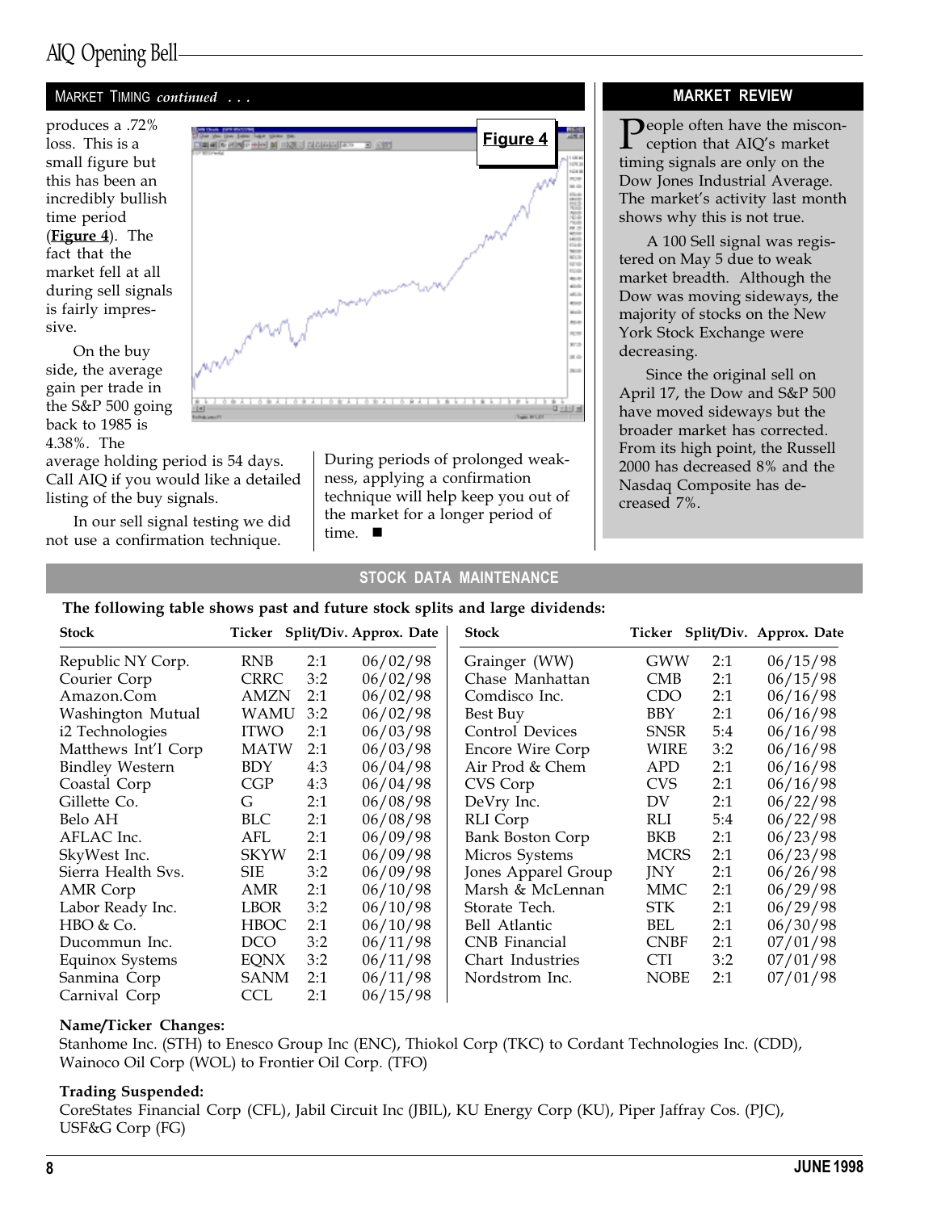## MARKET TIMING *continued* . . .

produces a .72% loss. This is a small figure but this has been an incredibly bullish time period (**Figure 4**). The fact that the market fell at all during sell signals is fairly impressive.

On the buy side, the average gain per trade in the S&P 500 going back to 1985 is 4.38%. The average holding period is 54 days. Call AIQ if you would like a detailed listing of the buy signals.

In our sell signal testing we did not use a confirmation technique. During periods of prolonged weakness, applying a confirmation technique will help keep you out of the market for a longer period of time. ■

Figure 4

## MARKET REVIEW

People often have the misconception that AIQ's market timing signals are only on the Dow Jones Industrial Average. The market's activity last month shows why this is not true.

A 100 Sell signal was registered on May 5 due to weak market breadth. Although the Dow was moving sideways, the majority of stocks on the New York Stock Exchange were decreasing.

Since the original sell on April 17, the Dow and S&P 500 have moved sideways but the broader market has corrected. From its high point, the Russell 2000 has decreased 8% and the Nasdaq Composite has decreased 7%.

## STOCK DATA MAINTENANCE

**The following table shows past and future stock splits and large dividends:**

| Stock | Ticker | Split/Div. | Approx. Date |
|---|---|---|---|
| Republic NY Corp. | RNB | 2:1 | 06/02/98 |
| Courier Corp | CRRC | 3:2 | 06/02/98 |
| Amazon.Com | AMZN | 2:1 | 06/02/98 |
| Washington Mutual | WAMU | 3:2 | 06/02/98 |
| i2 Technologies | ITWO | 2:1 | 06/03/98 |
| Matthews Int'l Corp | MATW | 2:1 | 06/03/98 |
| Bindley Western | BDY | 4:3 | 06/04/98 |
| Coastal Corp | CGP | 4:3 | 06/04/98 |
| Gillette Co. | G | 2:1 | 06/08/98 |
| Belo AH | BLC | 2:1 | 06/08/98 |
| AFLAC Inc. | AFL | 2:1 | 06/09/98 |
| SkyWest Inc. | SKYW | 2:1 | 06/09/98 |
| Sierra Health Svs. | SIE | 3:2 | 06/09/98 |
| AMR Corp | AMR | 2:1 | 06/10/98 |
| Labor Ready Inc. | LBOR | 3:2 | 06/10/98 |
| HBO & Co. | HBOC | 2:1 | 06/10/98 |
| Ducommun Inc. | DCO | 3:2 | 06/11/98 |
| Equinox Systems | EQNX | 3:2 | 06/11/98 |
| Sanmina Corp | SANM | 2:1 | 06/11/98 |
| Carnival Corp | CCL | 2:1 | 06/15/98 |
| Grainger (WW) | GWW | 2:1 | 06/15/98 |
| Chase Manhattan | CMB | 2:1 | 06/15/98 |
| Comdisco Inc. | CDO | 2:1 | 06/16/98 |
| Best Buy | BBY | 2:1 | 06/16/98 |
| Control Devices | SNSR | 5:4 | 06/16/98 |
| Encore Wire Corp | WIRE | 3:2 | 06/16/98 |
| Air Prod & Chem | APD | 2:1 | 06/16/98 |
| CVS Corp | CVS | 2:1 | 06/16/98 |
| DeVry Inc. | DV | 2:1 | 06/22/98 |
| RLI Corp | RLI | 5:4 | 06/22/98 |
| Bank Boston Corp | BKB | 2:1 | 06/23/98 |
| Micros Systems | MCRS | 2:1 | 06/23/98 |
| Jones Apparel Group | JNY | 2:1 | 06/26/98 |
| Marsh & McLennan | MMC | 2:1 | 06/29/98 |
| Storate Tech. | STK | 2:1 | 06/29/98 |
| Bell Atlantic | BEL | 2:1 | 06/30/98 |
| CNB Financial | CNBF | 2:1 | 07/01/98 |
| Chart Industries | CTI | 3:2 | 07/01/98 |
| Nordstrom Inc. | NOBE | 2:1 | 07/01/98 |

**Name/Ticker Changes:**

Stanhome Inc. (STH) to Enesco Group Inc (ENC), Thiokol Corp (TKC) to Cordant Technologies Inc. (CDD), Wainoco Oil Corp (WOL) to Frontier Oil Corp. (TFO)

**Trading Suspended:**

CoreStates Financial Corp (CFL), Jabil Circuit Inc (JBIL), KU Energy Corp (KU), Piper Jaffray Cos. (PJC), USF&G Corp (FG)